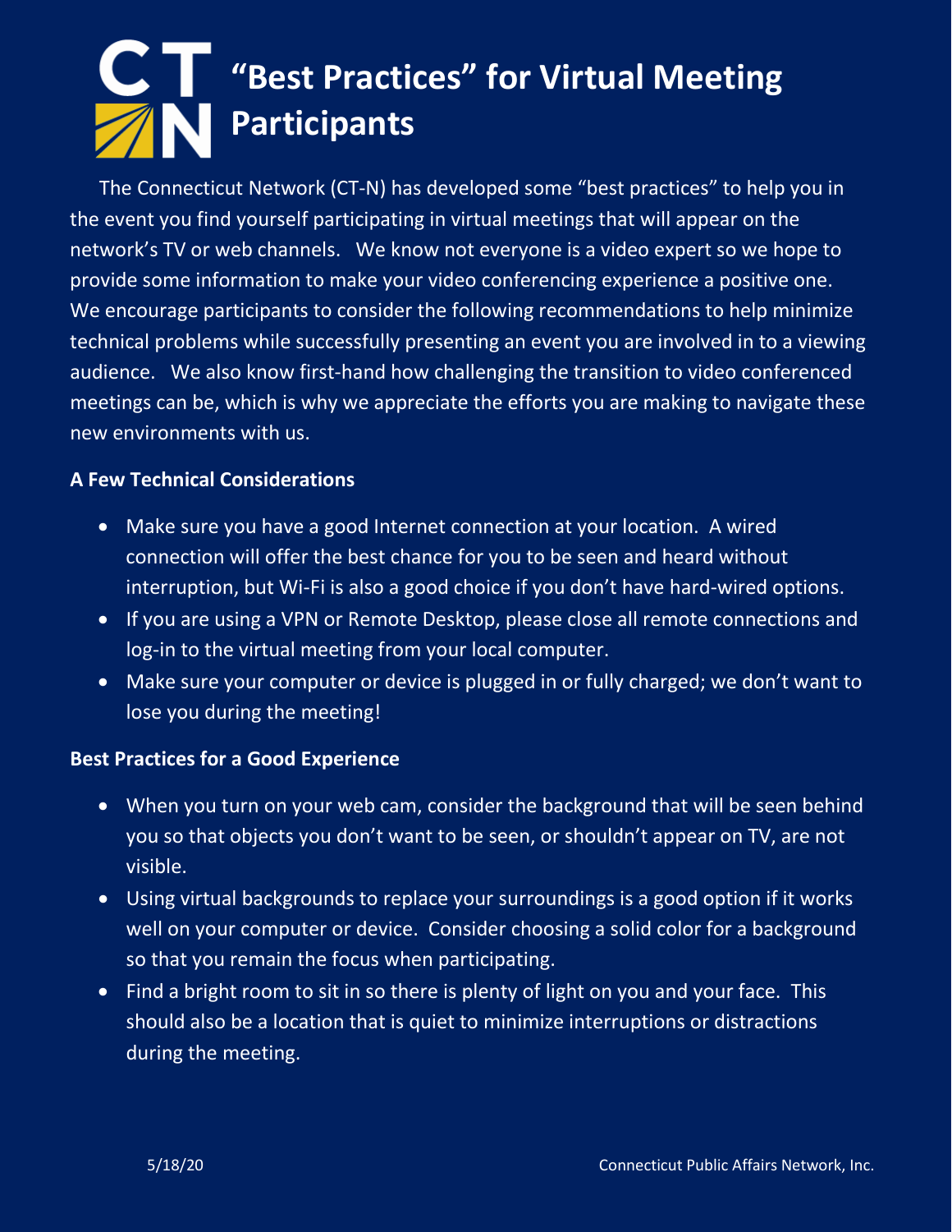# "Best Practices" for Virtual Meeting Participants

The Connecticut Network (CT-N) has developed some "best practices" to help you in the event you find yourself participating in virtual meetings that will appear on the network's TV or web channels. We know not everyone is a video expert so we hope to provide some information to make your video conferencing experience a positive one. We encourage participants to consider the following recommendations to help minimize technical problems while successfully presenting an event you are involved in to a viewing audience. We also know first-hand how challenging the transition to video conferenced meetings can be, which is why we appreciate the efforts you are making to navigate these new environments with us.

**A Few Technical Considerations**

- Make sure you have a good Internet connection at your location. A wired connection will offer the best chance for you to be seen and heard without interruption, but Wi-Fi is also a good choice if you don't have hard-wired options.
- If you are using a VPN or Remote Desktop, please close all remote connections and log-in to the virtual meeting from your local computer.
- Make sure your computer or device is plugged in or fully charged; we don't want to lose you during the meeting!

**Best Practices for a Good Experience**

- When you turn on your web cam, consider the background that will be seen behind you so that objects you don't want to be seen, or shouldn't appear on TV, are not visible.
- Using virtual backgrounds to replace your surroundings is a good option if it works well on your computer or device. Consider choosing a solid color for a background so that you remain the focus when participating.
- Find a bright room to sit in so there is plenty of light on you and your face. This should also be a location that is quiet to minimize interruptions or distractions during the meeting.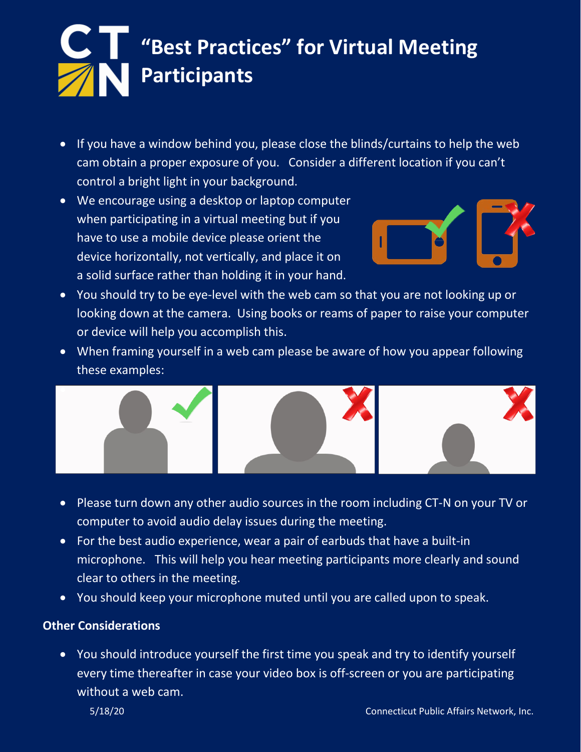# "Best Practices" for Virtual Meeting Participants

- If you have a window behind you, please close the blinds/curtains to help the web cam obtain a proper exposure of you. Consider a different location if you can't control a bright light in your background.
- We encourage using a desktop or laptop computer when participating in a virtual meeting but if you have to use a mobile device please orient the device horizontally, not vertically, and place it on a solid surface rather than holding it in your hand.
- You should try to be eye-level with the web cam so that you are not looking up or looking down at the camera. Using books or reams of paper to raise your computer or device will help you accomplish this.
- When framing yourself in a web cam please be aware of how you appear following these examples:
- Please turn down any other audio sources in the room including CT-N on your TV or computer to avoid audio delay issues during the meeting.
- For the best audio experience, wear a pair of earbuds that have a built-in microphone. This will help you hear meeting participants more clearly and sound clear to others in the meeting.
- You should keep your microphone muted until you are called upon to speak.

**Other Considerations**

- You should introduce yourself the first time you speak and try to identify yourself every time thereafter in case your video box is off-screen or you are participating without a web cam.

5/18/20

Connecticut Public Affairs Network, Inc.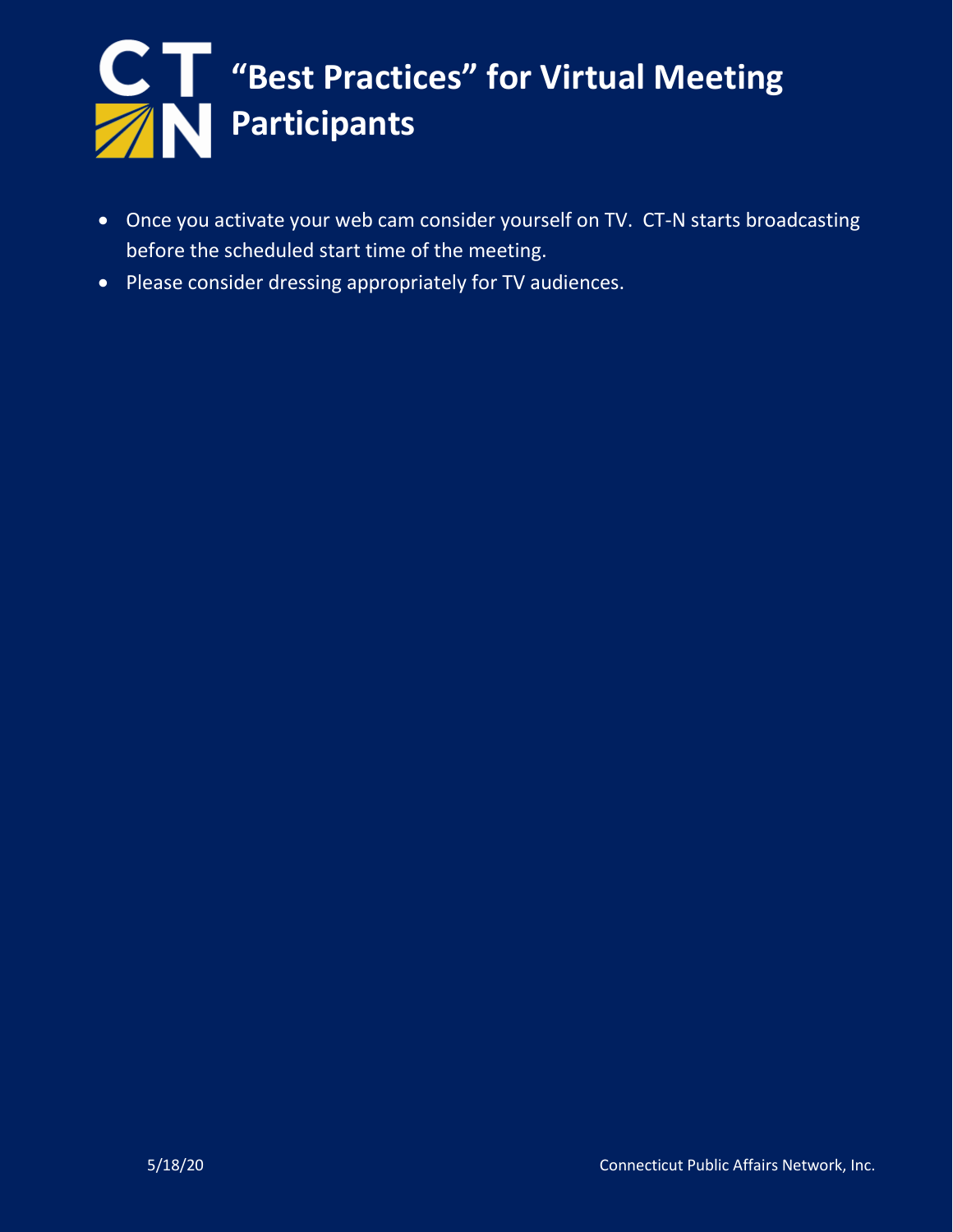# "Best Practices" for Virtual Meeting Participants

- Once you activate your web cam consider yourself on TV. CT-N starts broadcasting before the scheduled start time of the meeting.
- Please consider dressing appropriately for TV audiences.

5/18/20

Connecticut Public Affairs Network, Inc.